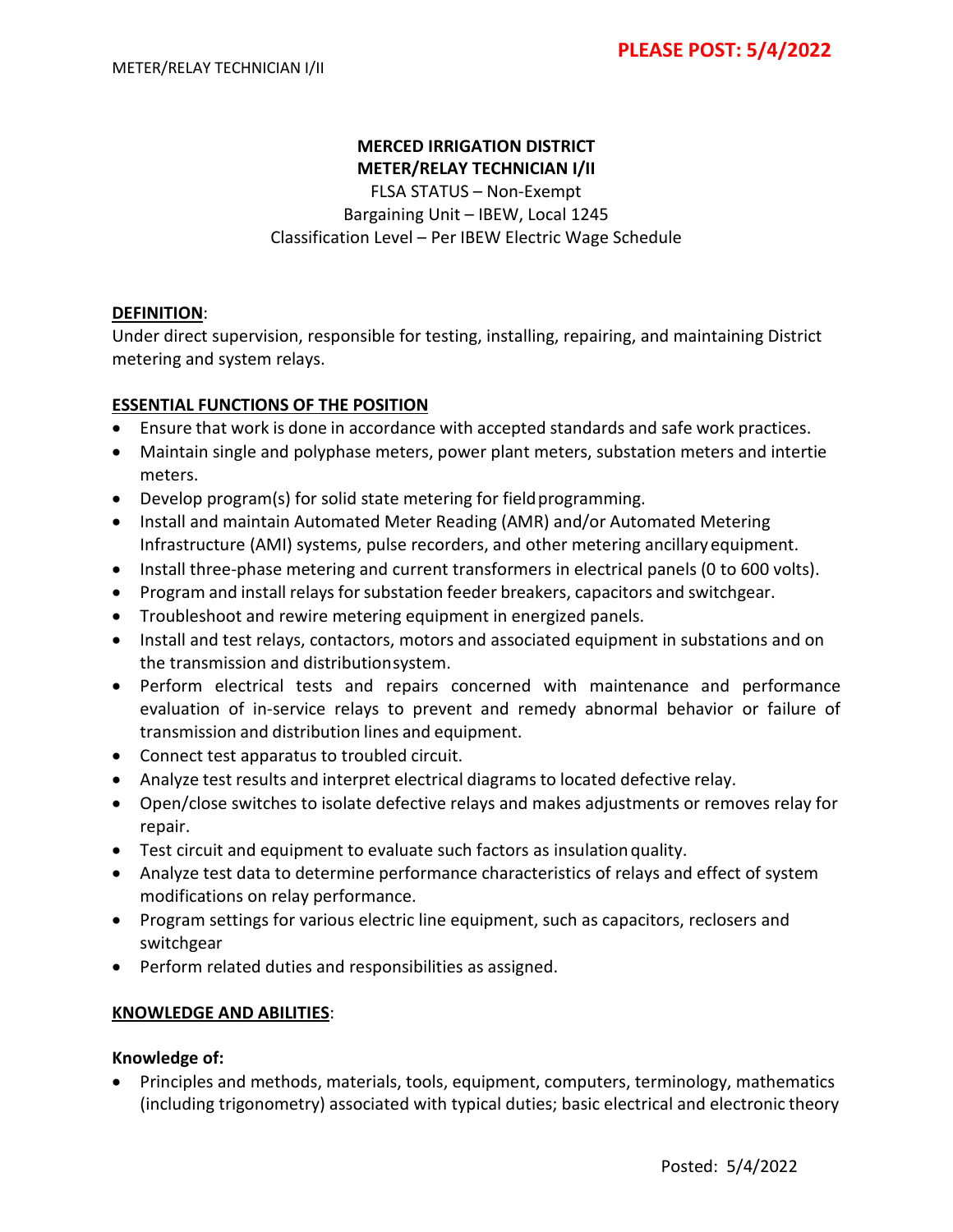**PLEASE POST: 5/4/2022**

# MERCED IRRIGATION DISTRICT
## METER/RELAY TECHNICIAN I/II

FLSA STATUS – Non-Exempt
Bargaining Unit – IBEW, Local 1245
Classification Level – Per IBEW Electric Wage Schedule

**DEFINITION**:
Under direct supervision, responsible for testing, installing, repairing, and maintaining District metering and system relays.

**ESSENTIAL FUNCTIONS OF THE POSITION**

- Ensure that work is done in accordance with accepted standards and safe work practices.
- Maintain single and polyphase meters, power plant meters, substation meters and intertie meters.
- Develop program(s) for solid state metering for field programming.
- Install and maintain Automated Meter Reading (AMR) and/or Automated Metering Infrastructure (AMI) systems, pulse recorders, and other metering ancillary equipment.
- Install three-phase metering and current transformers in electrical panels (0 to 600 volts).
- Program and install relays for substation feeder breakers, capacitors and switchgear.
- Troubleshoot and rewire metering equipment in energized panels.
- Install and test relays, contactors, motors and associated equipment in substations and on the transmission and distribution system.
- Perform electrical tests and repairs concerned with maintenance and performance evaluation of in-service relays to prevent and remedy abnormal behavior or failure of transmission and distribution lines and equipment.
- Connect test apparatus to troubled circuit.
- Analyze test results and interpret electrical diagrams to located defective relay.
- Open/close switches to isolate defective relays and makes adjustments or removes relay for repair.
- Test circuit and equipment to evaluate such factors as insulation quality.
- Analyze test data to determine performance characteristics of relays and effect of system modifications on relay performance.
- Program settings for various electric line equipment, such as capacitors, reclosers and switchgear
- Perform related duties and responsibilities as assigned.

**KNOWLEDGE AND ABILITIES**:

**Knowledge of:**

- Principles and methods, materials, tools, equipment, computers, terminology, mathematics (including trigonometry) associated with typical duties; basic electrical and electronic theory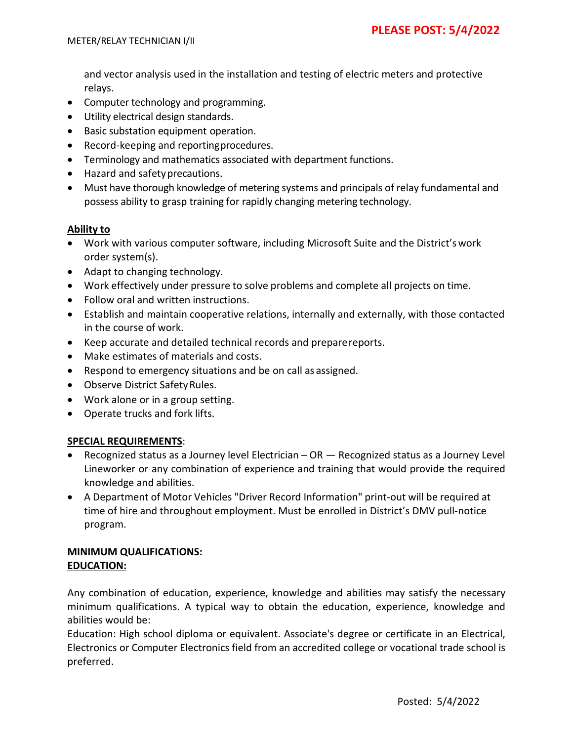and vector analysis used in the installation and testing of electric meters and protective relays.

- Computer technology and programming.
- Utility electrical design standards.
- Basic substation equipment operation.
- Record-keeping and reporting procedures.
- Terminology and mathematics associated with department functions.
- Hazard and safety precautions.
- Must have thorough knowledge of metering systems and principals of relay fundamental and possess ability to grasp training for rapidly changing metering technology.

**Ability to**

- Work with various computer software, including Microsoft Suite and the District's work order system(s).
- Adapt to changing technology.
- Work effectively under pressure to solve problems and complete all projects on time.
- Follow oral and written instructions.
- Establish and maintain cooperative relations, internally and externally, with those contacted in the course of work.
- Keep accurate and detailed technical records and prepare reports.
- Make estimates of materials and costs.
- Respond to emergency situations and be on call as assigned.
- Observe District Safety Rules.
- Work alone or in a group setting.
- Operate trucks and fork lifts.

**SPECIAL REQUIREMENTS**:

- Recognized status as a Journey level Electrician – OR — Recognized status as a Journey Level Lineworker or any combination of experience and training that would provide the required knowledge and abilities.
- A Department of Motor Vehicles "Driver Record Information" print-out will be required at time of hire and throughout employment. Must be enrolled in District's DMV pull-notice program.

**MINIMUM QUALIFICATIONS:**
**EDUCATION:**

Any combination of education, experience, knowledge and abilities may satisfy the necessary minimum qualifications. A typical way to obtain the education, experience, knowledge and abilities would be:

Education: High school diploma or equivalent. Associate's degree or certificate in an Electrical, Electronics or Computer Electronics field from an accredited college or vocational trade school is preferred.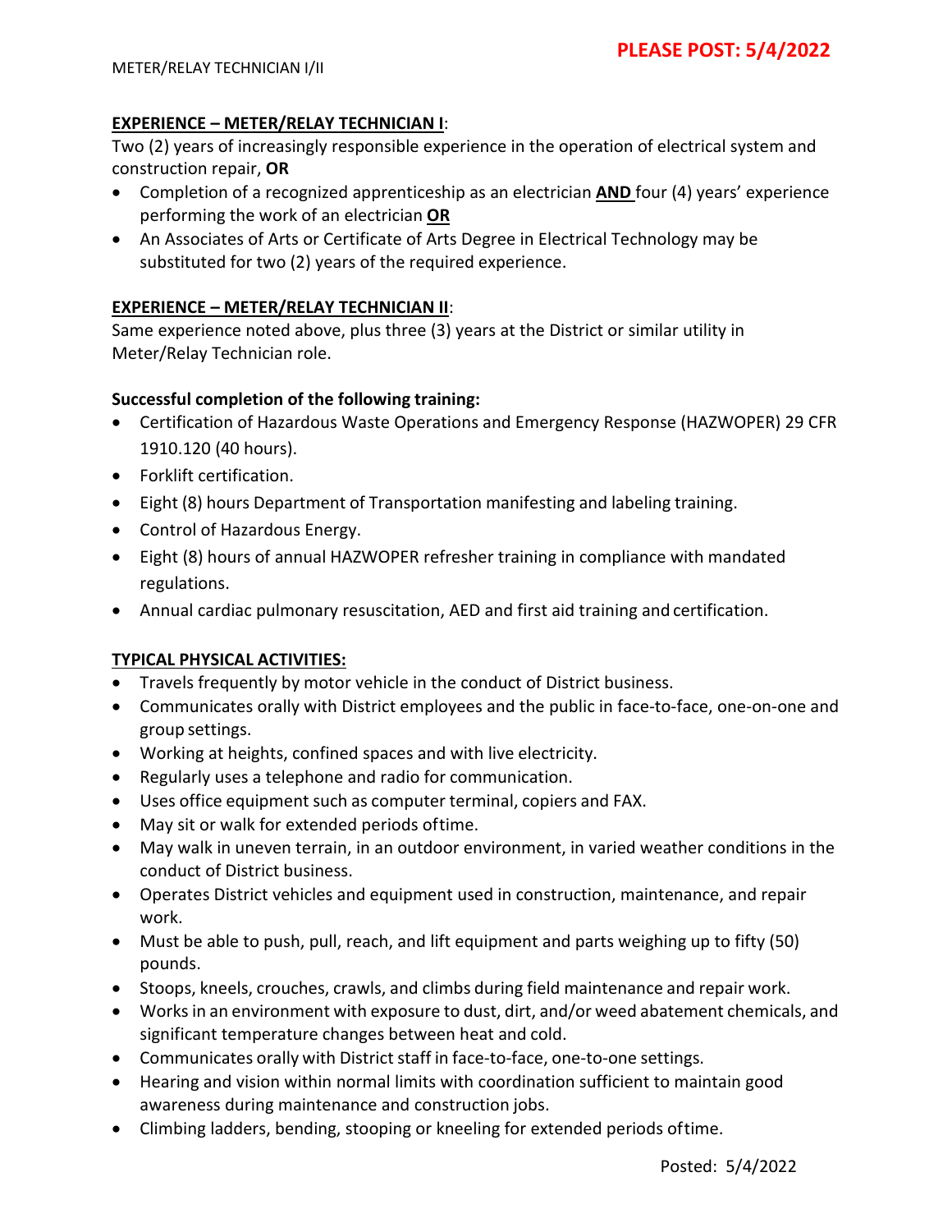**EXPERIENCE – METER/RELAY TECHNICIAN I**:

Two (2) years of increasingly responsible experience in the operation of electrical system and construction repair, **OR**

- Completion of a recognized apprenticeship as an electrician **AND** four (4) years' experience performing the work of an electrician **OR**
- An Associates of Arts or Certificate of Arts Degree in Electrical Technology may be substituted for two (2) years of the required experience.

**EXPERIENCE – METER/RELAY TECHNICIAN II**:

Same experience noted above, plus three (3) years at the District or similar utility in Meter/Relay Technician role.

**Successful completion of the following training:**

- Certification of Hazardous Waste Operations and Emergency Response (HAZWOPER) 29 CFR 1910.120 (40 hours).
- Forklift certification.
- Eight (8) hours Department of Transportation manifesting and labeling training.
- Control of Hazardous Energy.
- Eight (8) hours of annual HAZWOPER refresher training in compliance with mandated regulations.
- Annual cardiac pulmonary resuscitation, AED and first aid training and certification.

**TYPICAL PHYSICAL ACTIVITIES:**

- Travels frequently by motor vehicle in the conduct of District business.
- Communicates orally with District employees and the public in face-to-face, one-on-one and group settings.
- Working at heights, confined spaces and with live electricity.
- Regularly uses a telephone and radio for communication.
- Uses office equipment such as computer terminal, copiers and FAX.
- May sit or walk for extended periods of time.
- May walk in uneven terrain, in an outdoor environment, in varied weather conditions in the conduct of District business.
- Operates District vehicles and equipment used in construction, maintenance, and repair work.
- Must be able to push, pull, reach, and lift equipment and parts weighing up to fifty (50) pounds.
- Stoops, kneels, crouches, crawls, and climbs during field maintenance and repair work.
- Works in an environment with exposure to dust, dirt, and/or weed abatement chemicals, and significant temperature changes between heat and cold.
- Communicates orally with District staff in face-to-face, one-to-one settings.
- Hearing and vision within normal limits with coordination sufficient to maintain good awareness during maintenance and construction jobs.
- Climbing ladders, bending, stooping or kneeling for extended periods of time.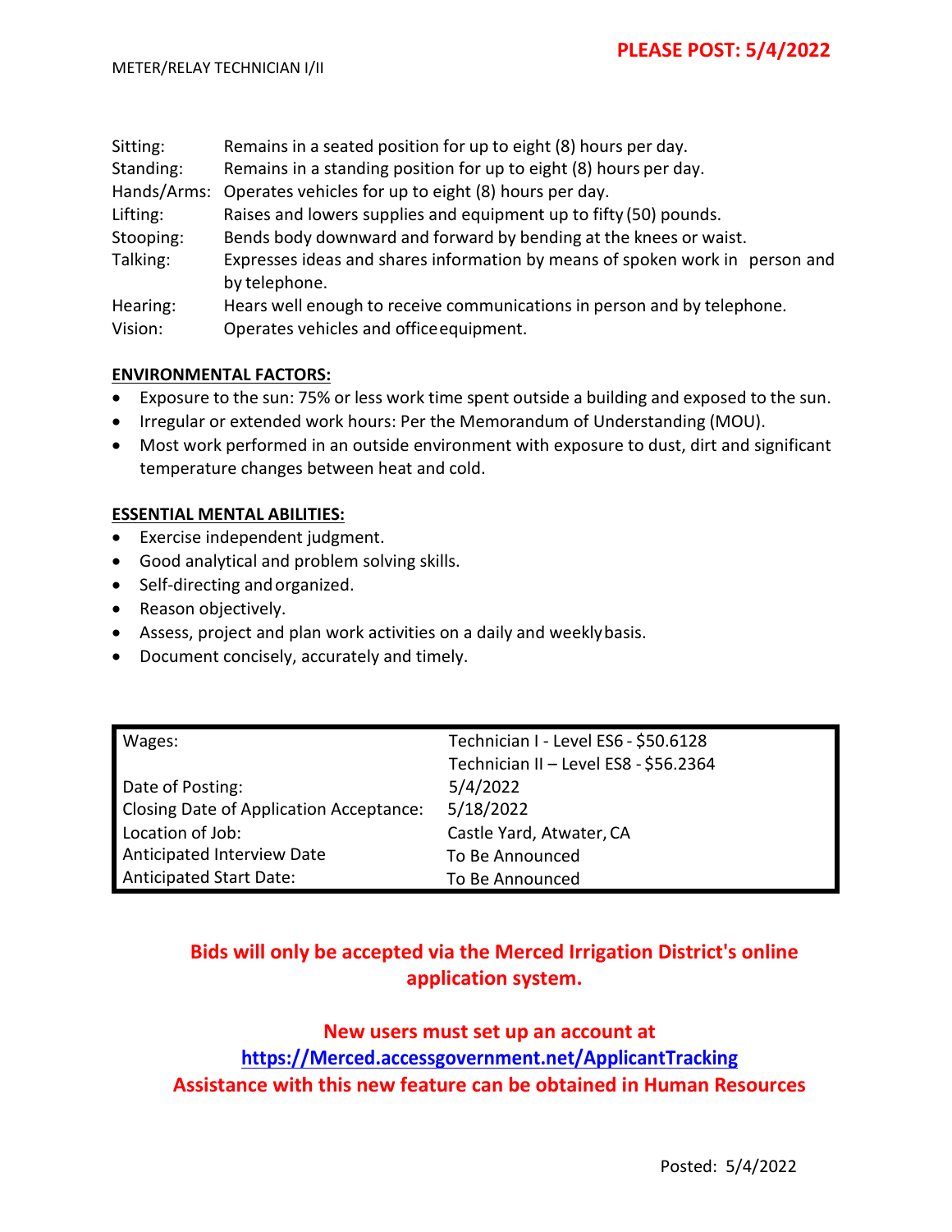**PLEASE POST: 5/4/2022**

METER/RELAY TECHNICIAN I/II

| | |
|---|---|
| Sitting: | Remains in a seated position for up to eight (8) hours per day. |
| Standing: | Remains in a standing position for up to eight (8) hours per day. |
| Hands/Arms: | Operates vehicles for up to eight (8) hours per day. |
| Lifting: | Raises and lowers supplies and equipment up to fifty (50) pounds. |
| Stooping: | Bends body downward and forward by bending at the knees or waist. |
| Talking: | Expresses ideas and shares information by means of spoken work in person and by telephone. |
| Hearing: | Hears well enough to receive communications in person and by telephone. |
| Vision: | Operates vehicles and office equipment. |

**ENVIRONMENTAL FACTORS:**

- Exposure to the sun: 75% or less work time spent outside a building and exposed to the sun.
- Irregular or extended work hours: Per the Memorandum of Understanding (MOU).
- Most work performed in an outside environment with exposure to dust, dirt and significant temperature changes between heat and cold.

**ESSENTIAL MENTAL ABILITIES:**

- Exercise independent judgment.
- Good analytical and problem solving skills.
- Self-directing and organized.
- Reason objectively.
- Assess, project and plan work activities on a daily and weekly basis.
- Document concisely, accurately and timely.

| | |
|---|---|
| Wages: | Technician I - Level ES6 - $50.6128<br>Technician II – Level ES8 - $56.2364 |
| Date of Posting: | 5/4/2022 |
| Closing Date of Application Acceptance: | 5/18/2022 |
| Location of Job: | Castle Yard, Atwater, CA |
| Anticipated Interview Date | To Be Announced |
| Anticipated Start Date: | To Be Announced |

**Bids will only be accepted via the Merced Irrigation District's online application system.**

**New users must set up an account at**
**https://Merced.accessgovernment.net/ApplicantTracking**
**Assistance with this new feature can be obtained in Human Resources**

Posted: 5/4/2022